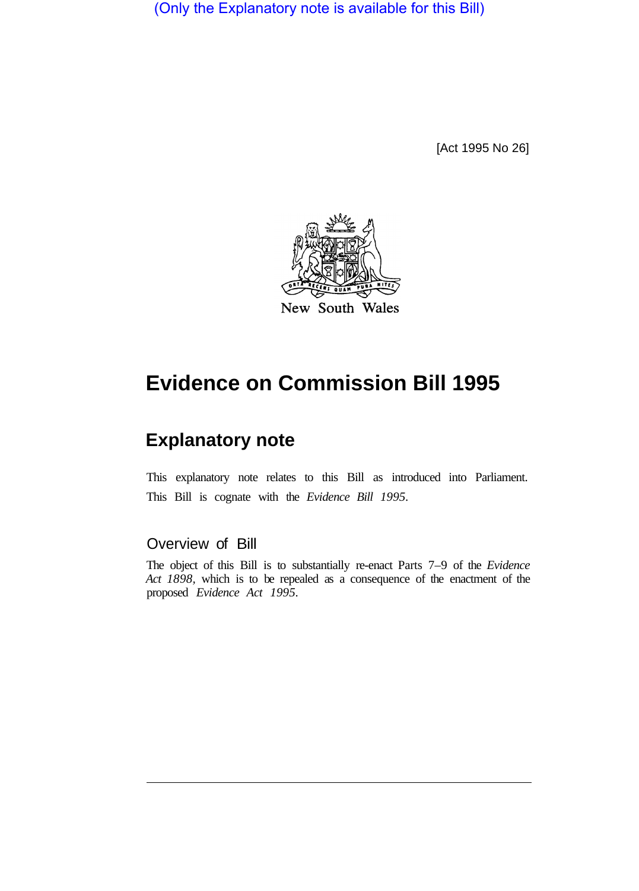(Only the Explanatory note is available for this Bill)

[Act 1995 No 26]

New South Wales

# Evidence on Commission Bill 1995

## Explanatory note

This explanatory note relates to this Bill as introduced into Parliament. This Bill is cognate with the *Evidence Bill 1995*.

### Overview of Bill

The object of this Bill is to substantially re-enact Parts 7–9 of the *Evidence Act 1898*, which is to be repealed as a consequence of the enactment of the proposed *Evidence Act 1995*.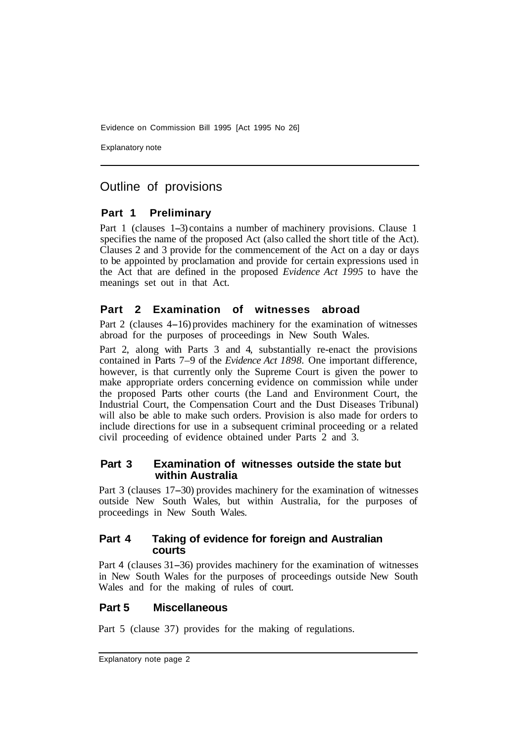## Outline of provisions

### Part 1 Preliminary

Part 1 (clauses 1–3) contains a number of machinery provisions. Clause 1 specifies the name of the proposed Act (also called the short title of the Act). Clauses 2 and 3 provide for the commencement of the Act on a day or days to be appointed by proclamation and provide for certain expressions used in the Act that are defined in the proposed *Evidence Act 1995* to have the meanings set out in that Act.

### Part 2 Examination of witnesses abroad

Part 2 (clauses 4–16) provides machinery for the examination of witnesses abroad for the purposes of proceedings in New South Wales.

Part 2, along with Parts 3 and 4, substantially re-enact the provisions contained in Parts 7–9 of the *Evidence Act 1898*. One important difference, however, is that currently only the Supreme Court is given the power to make appropriate orders concerning evidence on commission while under the proposed Parts other courts (the Land and Environment Court, the Industrial Court, the Compensation Court and the Dust Diseases Tribunal) will also be able to make such orders. Provision is also made for orders to include directions for use in a subsequent criminal proceeding or a related civil proceeding of evidence obtained under Parts 2 and 3.

### Part 3 Examination of witnesses outside the state but within Australia

Part 3 (clauses 17–30) provides machinery for the examination of witnesses outside New South Wales, but within Australia, for the purposes of proceedings in New South Wales.

### Part 4 Taking of evidence for foreign and Australian courts

Part 4 (clauses 31–36) provides machinery for the examination of witnesses in New South Wales for the purposes of proceedings outside New South Wales and for the making of rules of court.

### Part 5 Miscellaneous

Part 5 (clause 37) provides for the making of regulations.